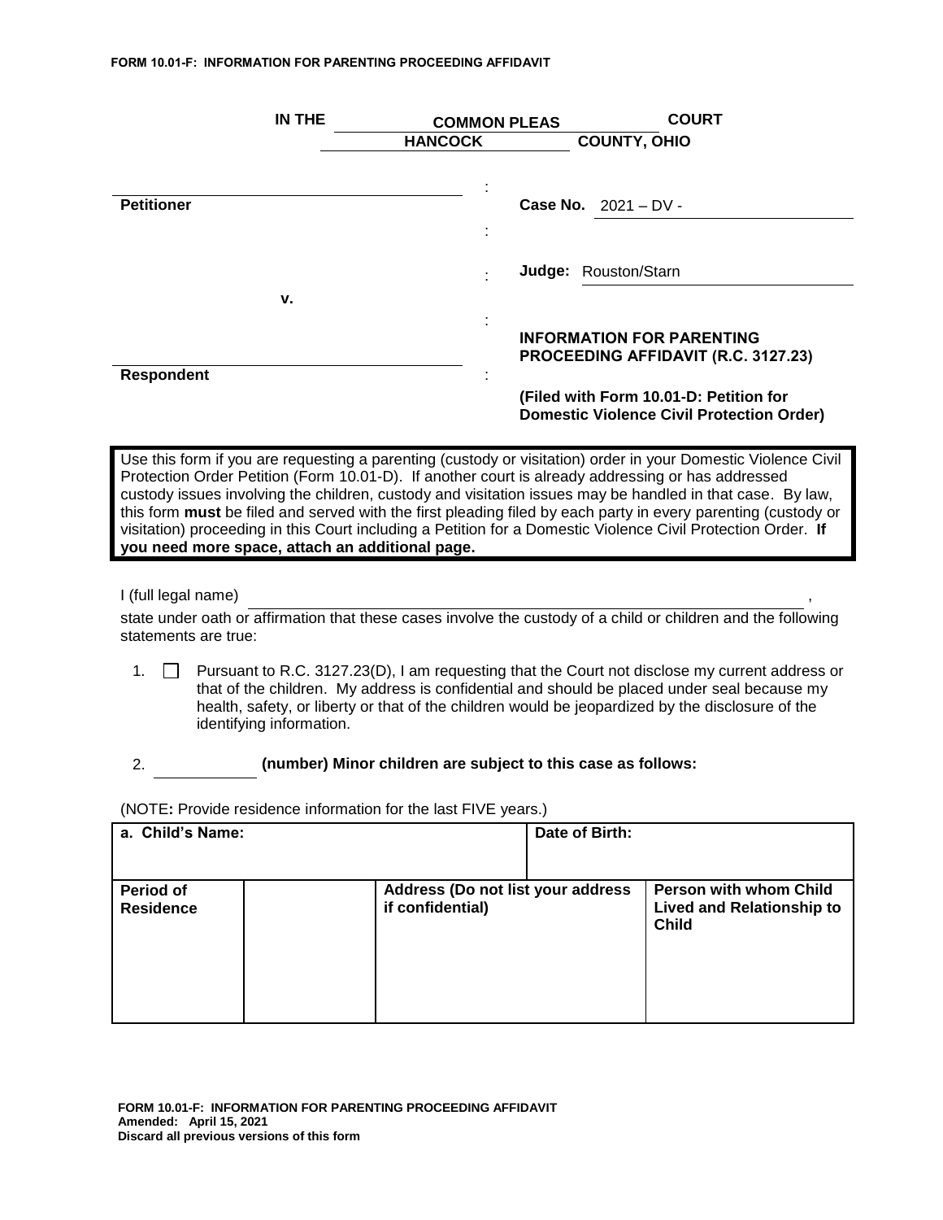FORM 10.01-F: INFORMATION FOR PARENTING PROCEEDING AFFIDAVIT

**IN THE** ______**COMMON PLEAS**______ **COURT**
______**HANCOCK**______ **COUNTY, OHIO**

| | |
|---|---|
| ______________________________ **Petitioner** | **Case No.** 2021 – DV - ______________ |
| | **Judge:** Rouston/Starn ______________ |
| **v.** | |
| ______________________________ **Respondent** | **INFORMATION FOR PARENTING PROCEEDING AFFIDAVIT (R.C. 3127.23)** **(Filed with Form 10.01-D: Petition for Domestic Violence Civil Protection Order)** |

Use this form if you are requesting a parenting (custody or visitation) order in your Domestic Violence Civil Protection Order Petition (Form 10.01-D). If another court is already addressing or has addressed custody issues involving the children, custody and visitation issues may be handled in that case. By law, this form **must** be filed and served with the first pleading filed by each party in every parenting (custody or visitation) proceeding in this Court including a Petition for a Domestic Violence Civil Protection Order. **If you need more space, attach an additional page.**

I (full legal name) ________________________________________________,
state under oath or affirmation that these cases involve the custody of a child or children and the following statements are true:

1. ☐ Pursuant to R.C. 3127.23(D), I am requesting that the Court not disclose my current address or that of the children. My address is confidential and should be placed under seal because my health, safety, or liberty or that of the children would be jeopardized by the disclosure of the identifying information.

2. ____________ **(number) Minor children are subject to this case as follows:**

(NOTE**:** Provide residence information for the last FIVE years.)

| **a. Child's Name:** | | **Date of Birth:** | |
|---|---|---|---|
| **Period of Residence** | | **Address (Do not list your address if confidential)** | **Person with whom Child Lived and Relationship to Child** |

FORM 10.01-F: INFORMATION FOR PARENTING PROCEEDING AFFIDAVIT
Amended: April 15, 2021
Discard all previous versions of this form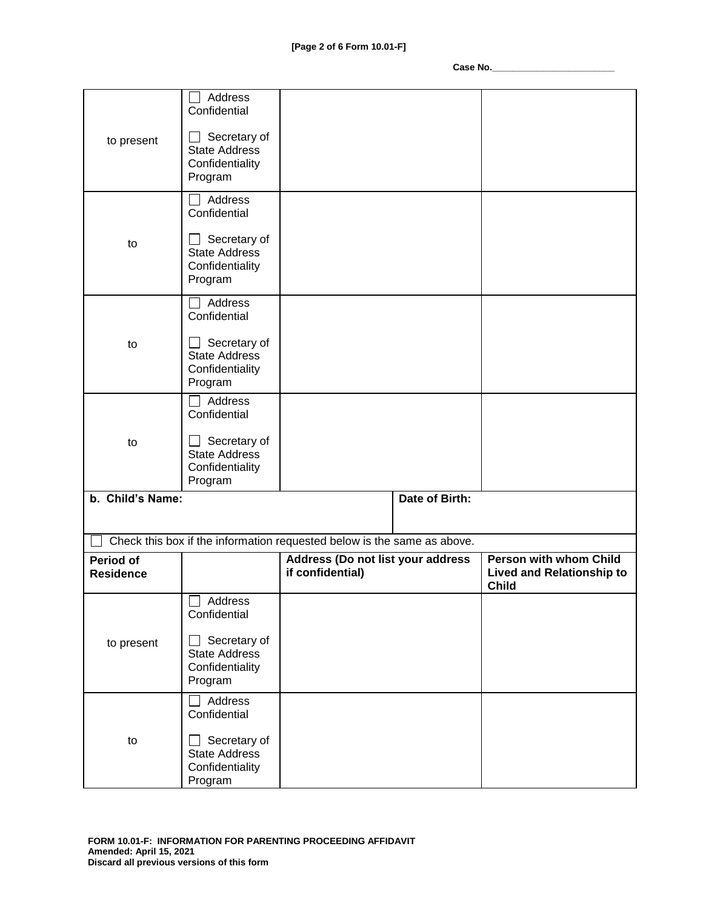Case No.________________________

| | | | |
|---|---|---|---|
| to present | ☐ Address Confidential<br><br>☐ Secretary of State Address Confidentiality Program | | |
| to | ☐ Address Confidential<br><br>☐ Secretary of State Address Confidentiality Program | | |
| to | ☐ Address Confidential<br><br>☐ Secretary of State Address Confidentiality Program | | |
| to | ☐ Address Confidential<br><br>☐ Secretary of State Address Confidentiality Program | | |

**b. Child's Name:** &nbsp;&nbsp;&nbsp;&nbsp;&nbsp;&nbsp;&nbsp;&nbsp;&nbsp;&nbsp; **Date of Birth:**

☐ Check this box if the information requested below is the same as above.

| **Period of Residence** | | **Address (Do not list your address if confidential)** | **Person with whom Child Lived and Relationship to Child** |
|---|---|---|---|
| to present | ☐ Address Confidential<br><br>☐ Secretary of State Address Confidentiality Program | | |
| to | ☐ Address Confidential<br><br>☐ Secretary of State Address Confidentiality Program | | |

**FORM 10.01-F: INFORMATION FOR PARENTING PROCEEDING AFFIDAVIT**
**Amended: April 15, 2021**
**Discard all previous versions of this form**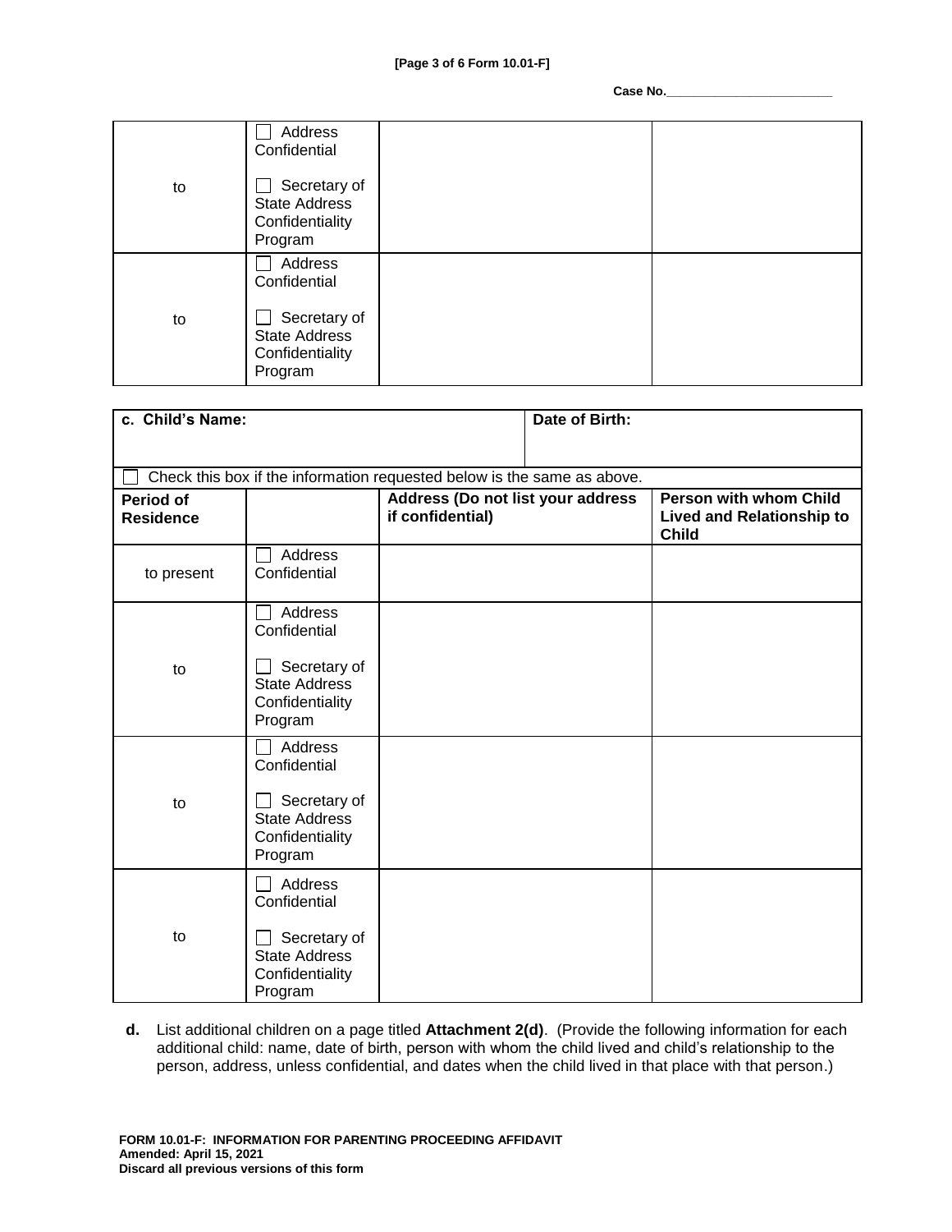Case No.________________________

| | | | |
|---|---|---|---|
| to | ☐ Address Confidential<br><br>☐ Secretary of State Address Confidentiality Program | | |
| to | ☐ Address Confidential<br><br>☐ Secretary of State Address Confidentiality Program | | |

| **c. Child's Name:** | | | **Date of Birth:** |
|---|---|---|---|
| ☐ Check this box if the information requested below is the same as above. | | | |
| **Period of Residence** | | **Address (Do not list your address if confidential)** | **Person with whom Child Lived and Relationship to Child** |
| to present | ☐ Address Confidential | | |
| to | ☐ Address Confidential<br><br>☐ Secretary of State Address Confidentiality Program | | |
| to | ☐ Address Confidential<br><br>☐ Secretary of State Address Confidentiality Program | | |
| to | ☐ Address Confidential<br><br>☐ Secretary of State Address Confidentiality Program | | |

**d.** List additional children on a page titled **Attachment 2(d)**. (Provide the following information for each additional child: name, date of birth, person with whom the child lived and child's relationship to the person, address, unless confidential, and dates when the child lived in that place with that person.)

**FORM 10.01-F: INFORMATION FOR PARENTING PROCEEDING AFFIDAVIT**
**Amended: April 15, 2021**
**Discard all previous versions of this form**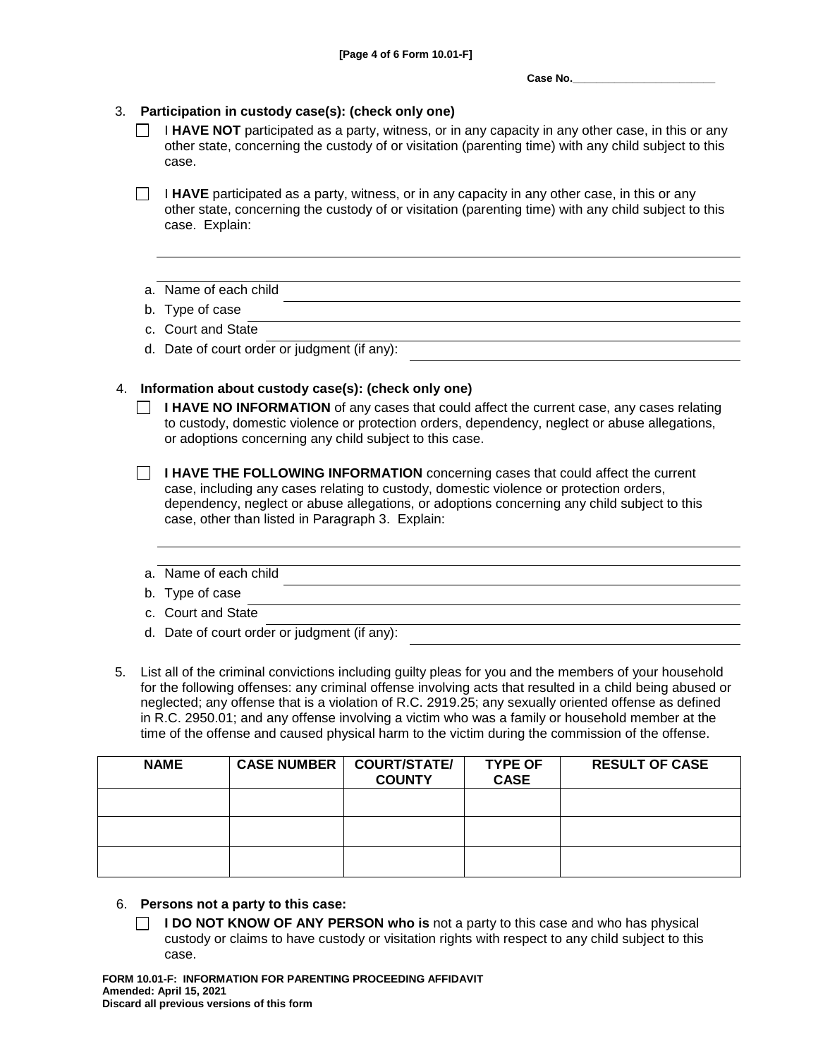Case No.________________________

3. **Participation in custody case(s): (check only one)**

☐ I **HAVE NOT** participated as a party, witness, or in any capacity in any other case, in this or any other state, concerning the custody of or visitation (parenting time) with any child subject to this case.

☐ I **HAVE** participated as a party, witness, or in any capacity in any other case, in this or any other state, concerning the custody of or visitation (parenting time) with any child subject to this case. Explain:

________________________________________________________________________

________________________________________________________________________

a. Name of each child ____________________________________________

b. Type of case ____________________________________________

c. Court and State ____________________________________________

d. Date of court order or judgment (if any): ______________________________

4. **Information about custody case(s): (check only one)**

☐ **I HAVE NO INFORMATION** of any cases that could affect the current case, any cases relating to custody, domestic violence or protection orders, dependency, neglect or abuse allegations, or adoptions concerning any child subject to this case.

☐ **I HAVE THE FOLLOWING INFORMATION** concerning cases that could affect the current case, including any cases relating to custody, domestic violence or protection orders, dependency, neglect or abuse allegations, or adoptions concerning any child subject to this case, other than listed in Paragraph 3. Explain:

________________________________________________________________________

________________________________________________________________________

a. Name of each child ____________________________________________

b. Type of case ____________________________________________

c. Court and State ____________________________________________

d. Date of court order or judgment (if any): ______________________________

5. List all of the criminal convictions including guilty pleas for you and the members of your household for the following offenses: any criminal offense involving acts that resulted in a child being abused or neglected; any offense that is a violation of R.C. 2919.25; any sexually oriented offense as defined in R.C. 2950.01; and any offense involving a victim who was a family or household member at the time of the offense and caused physical harm to the victim during the commission of the offense.

| NAME | CASE NUMBER | COURT/STATE/ COUNTY | TYPE OF CASE | RESULT OF CASE |
|---|---|---|---|---|
| | | | | |
| | | | | |
| | | | | |

6. **Persons not a party to this case:**

☐ **I DO NOT KNOW OF ANY PERSON who is** not a party to this case and who has physical custody or claims to have custody or visitation rights with respect to any child subject to this case.

**FORM 10.01-F: INFORMATION FOR PARENTING PROCEEDING AFFIDAVIT**
**Amended: April 15, 2021**
**Discard all previous versions of this form**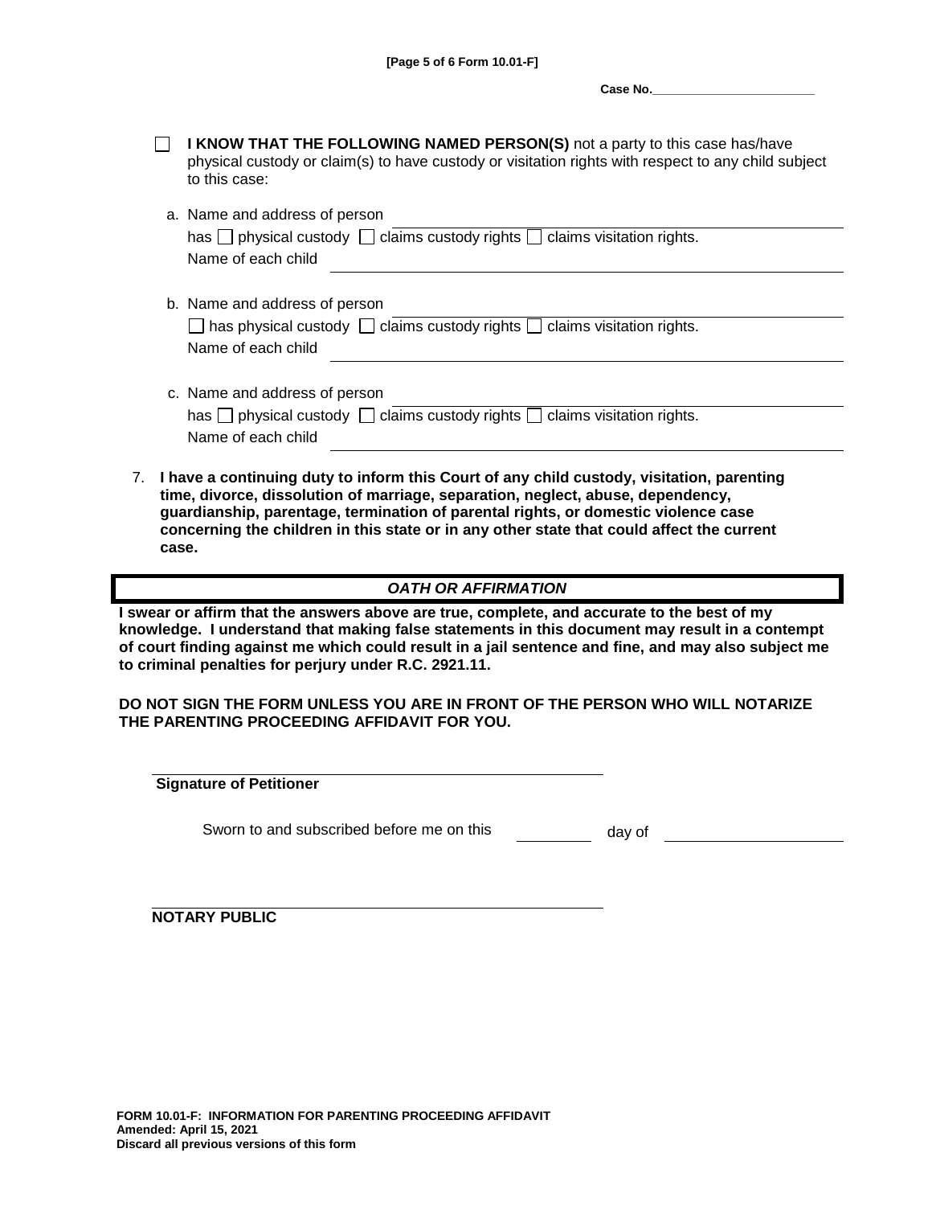Case No.______________________

☐ **I KNOW THAT THE FOLLOWING NAMED PERSON(S)** not a party to this case has/have physical custody or claim(s) to have custody or visitation rights with respect to any child subject to this case:

a. Name and address of person ______________________________

has ☐ physical custody ☐ claims custody rights ☐ claims visitation rights.

Name of each child ______________________________

b. Name and address of person ______________________________

☐ has physical custody ☐ claims custody rights ☐ claims visitation rights.

Name of each child ______________________________

c. Name and address of person ______________________________

has ☐ physical custody ☐ claims custody rights ☐ claims visitation rights.

Name of each child ______________________________

7. **I have a continuing duty to inform this Court of any child custody, visitation, parenting time, divorce, dissolution of marriage, separation, neglect, abuse, dependency, guardianship, parentage, termination of parental rights, or domestic violence case concerning the children in this state or in any other state that could affect the current case.**

***OATH OR AFFIRMATION***

**I swear or affirm that the answers above are true, complete, and accurate to the best of my knowledge. I understand that making false statements in this document may result in a contempt of court finding against me which could result in a jail sentence and fine, and may also subject me to criminal penalties for perjury under R.C. 2921.11.**

**DO NOT SIGN THE FORM UNLESS YOU ARE IN FRONT OF THE PERSON WHO WILL NOTARIZE THE PARENTING PROCEEDING AFFIDAVIT FOR YOU.**

______________________________

**Signature of Petitioner**

Sworn to and subscribed before me on this __________ day of ______________________

______________________________

**NOTARY PUBLIC**

**FORM 10.01-F: INFORMATION FOR PARENTING PROCEEDING AFFIDAVIT**
**Amended: April 15, 2021**
**Discard all previous versions of this form**